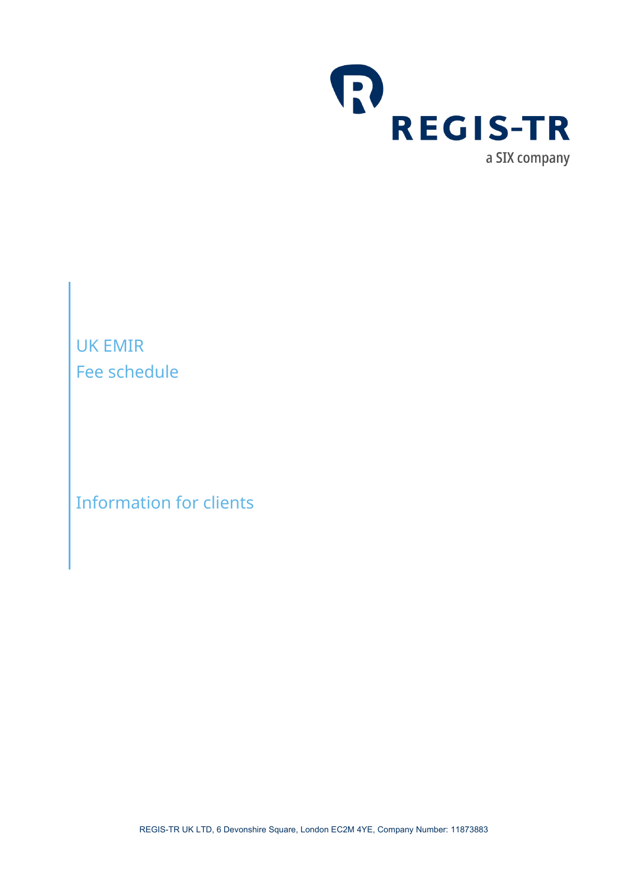REGIS-TR

a SIX company

# UK EMIR
# Fee schedule

## Information for clients

REGIS-TR UK LTD, 6 Devonshire Square, London EC2M 4YE, Company Number: 11873883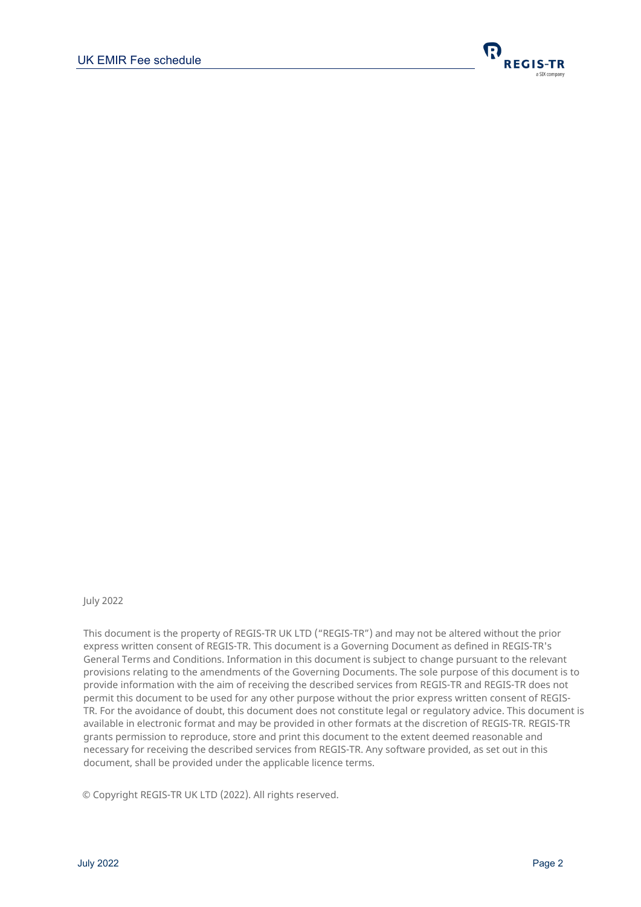July 2022

This document is the property of REGIS-TR UK LTD ("REGIS-TR") and may not be altered without the prior express written consent of REGIS-TR. This document is a Governing Document as defined in REGIS-TR's General Terms and Conditions. Information in this document is subject to change pursuant to the relevant provisions relating to the amendments of the Governing Documents. The sole purpose of this document is to provide information with the aim of receiving the described services from REGIS-TR and REGIS-TR does not permit this document to be used for any other purpose without the prior express written consent of REGIS-TR. For the avoidance of doubt, this document does not constitute legal or regulatory advice. This document is available in electronic format and may be provided in other formats at the discretion of REGIS-TR. REGIS-TR grants permission to reproduce, store and print this document to the extent deemed reasonable and necessary for receiving the described services from REGIS-TR. Any software provided, as set out in this document, shall be provided under the applicable licence terms.

© Copyright REGIS-TR UK LTD (2022). All rights reserved.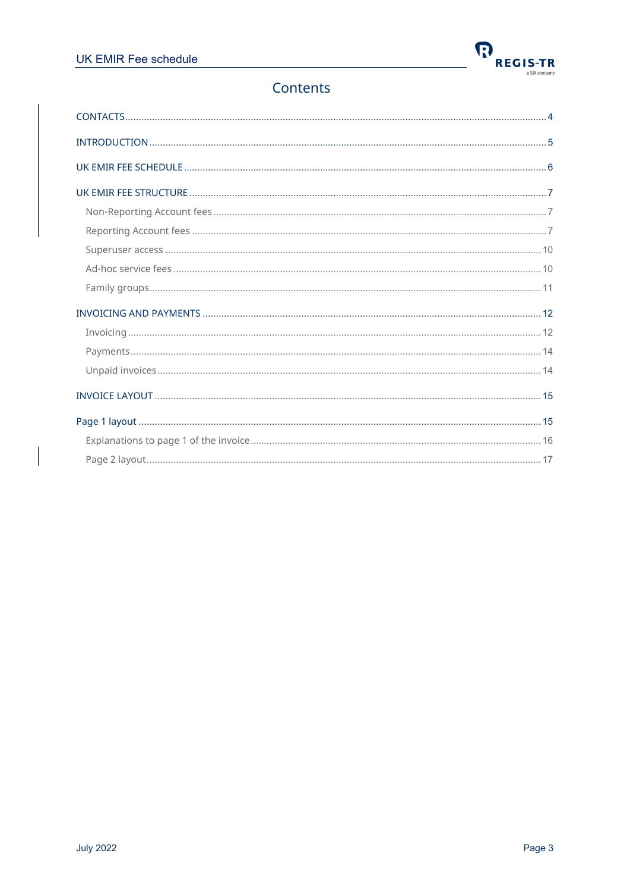# Contents

CONTACTS ........................................................................................................................................................ 4

INTRODUCTION ................................................................................................................................................ 5

UK EMIR FEE SCHEDULE .................................................................................................................................... 6

UK EMIR FEE STRUCTURE .................................................................................................................................. 7

- Non-Reporting Account fees .......................................................................................................................... 7
- Reporting Account fees .................................................................................................................................. 7
- Superuser access .......................................................................................................................................... 10
- Ad-hoc service fees ....................................................................................................................................... 10
- Family groups ................................................................................................................................................ 11

INVOICING AND PAYMENTS ............................................................................................................................ 12

- Invoicing ........................................................................................................................................................ 12
- Payments ....................................................................................................................................................... 14
- Unpaid invoices ............................................................................................................................................. 14

INVOICE LAYOUT ............................................................................................................................................. 15

Page 1 layout .................................................................................................................................................... 15

- Explanations to page 1 of the invoice .......................................................................................................... 16
- Page 2 layout ................................................................................................................................................. 17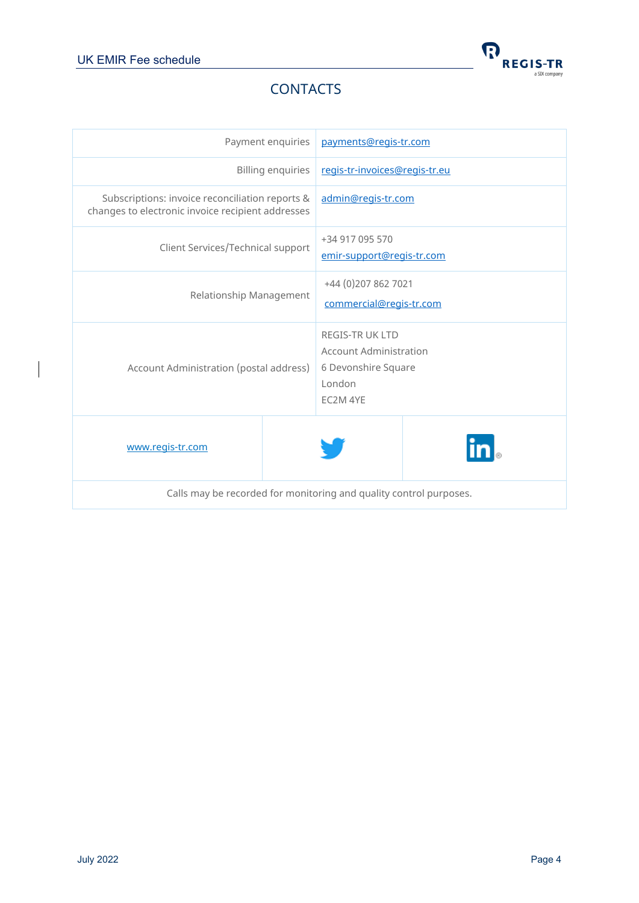## CONTACTS

| | |
|---|---|
| Payment enquiries | payments@regis-tr.com |
| Billing enquiries | regis-tr-invoices@regis-tr.eu |
| Subscriptions: invoice reconciliation reports & changes to electronic invoice recipient addresses | admin@regis-tr.com |
| Client Services/Technical support | +34 917 095 570<br>emir-support@regis-tr.com |
| Relationship Management | +44 (0)207 862 7021<br>commercial@regis-tr.com |
| Account Administration (postal address) | REGIS-TR UK LTD<br>Account Administration<br>6 Devonshire Square<br>London<br>EC2M 4YE |
| www.regis-tr.com | |

Calls may be recorded for monitoring and quality control purposes.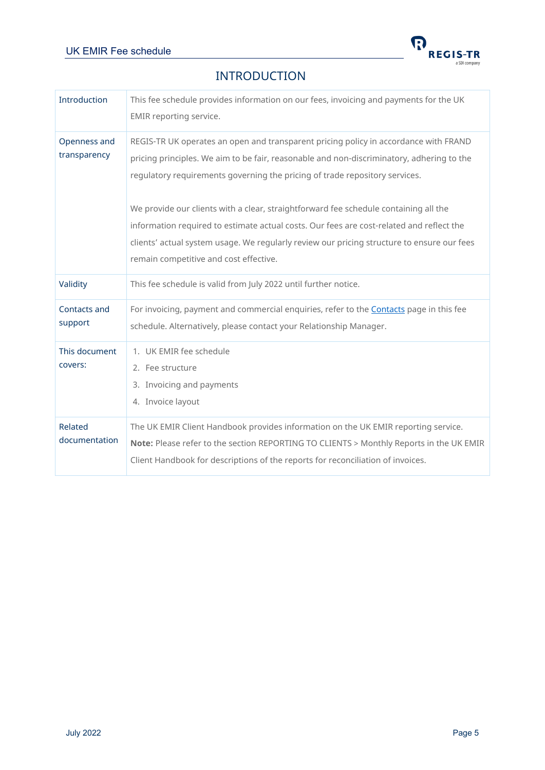# INTRODUCTION

| | |
|---|---|
| Introduction | This fee schedule provides information on our fees, invoicing and payments for the UK EMIR reporting service. |
| Openness and transparency | REGIS-TR UK operates an open and transparent pricing policy in accordance with FRAND pricing principles. We aim to be fair, reasonable and non-discriminatory, adhering to the regulatory requirements governing the pricing of trade repository services.<br><br>We provide our clients with a clear, straightforward fee schedule containing all the information required to estimate actual costs. Our fees are cost-related and reflect the clients' actual system usage. We regularly review our pricing structure to ensure our fees remain competitive and cost effective. |
| Validity | This fee schedule is valid from July 2022 until further notice. |
| Contacts and support | For invoicing, payment and commercial enquiries, refer to the Contacts page in this fee schedule. Alternatively, please contact your Relationship Manager. |
| This document covers: | 1. UK EMIR fee schedule<br>2. Fee structure<br>3. Invoicing and payments<br>4. Invoice layout |
| Related documentation | The UK EMIR Client Handbook provides information on the UK EMIR reporting service.<br>**Note:** Please refer to the section REPORTING TO CLIENTS > Monthly Reports in the UK EMIR Client Handbook for descriptions of the reports for reconciliation of invoices. |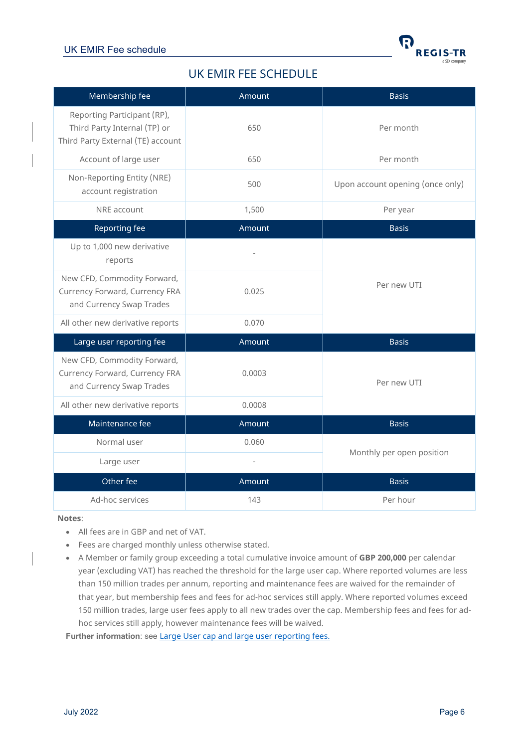# UK EMIR FEE SCHEDULE

| Membership fee | Amount | Basis |
|---|---|---|
| Reporting Participant (RP), Third Party Internal (TP) or Third Party External (TE) account | 650 | Per month |
| Account of large user | 650 | Per month |
| Non-Reporting Entity (NRE) account registration | 500 | Upon account opening (once only) |
| NRE account | 1,500 | Per year |
| **Reporting fee** | **Amount** | **Basis** |
| Up to 1,000 new derivative reports | - | Per new UTI |
| New CFD, Commodity Forward, Currency Forward, Currency FRA and Currency Swap Trades | 0.025 | |
| All other new derivative reports | 0.070 | |
| **Large user reporting fee** | **Amount** | **Basis** |
| New CFD, Commodity Forward, Currency Forward, Currency FRA and Currency Swap Trades | 0.0003 | Per new UTI |
| All other new derivative reports | 0.0008 | |
| **Maintenance fee** | **Amount** | **Basis** |
| Normal user | 0.060 | Monthly per open position |
| Large user | - | |
| **Other fee** | **Amount** | **Basis** |
| Ad-hoc services | 143 | Per hour |

**Notes**:

- All fees are in GBP and net of VAT.
- Fees are charged monthly unless otherwise stated.
- A Member or family group exceeding a total cumulative invoice amount of **GBP 200,000** per calendar year (excluding VAT) has reached the threshold for the large user cap. Where reported volumes are less than 150 million trades per annum, reporting and maintenance fees are waived for the remainder of that year, but membership fees and fees for ad-hoc services still apply. Where reported volumes exceed 150 million trades, large user fees apply to all new trades over the cap. Membership fees and fees for ad-hoc services still apply, however maintenance fees will be waived.

**Further information**: see Large User cap and large user reporting fees.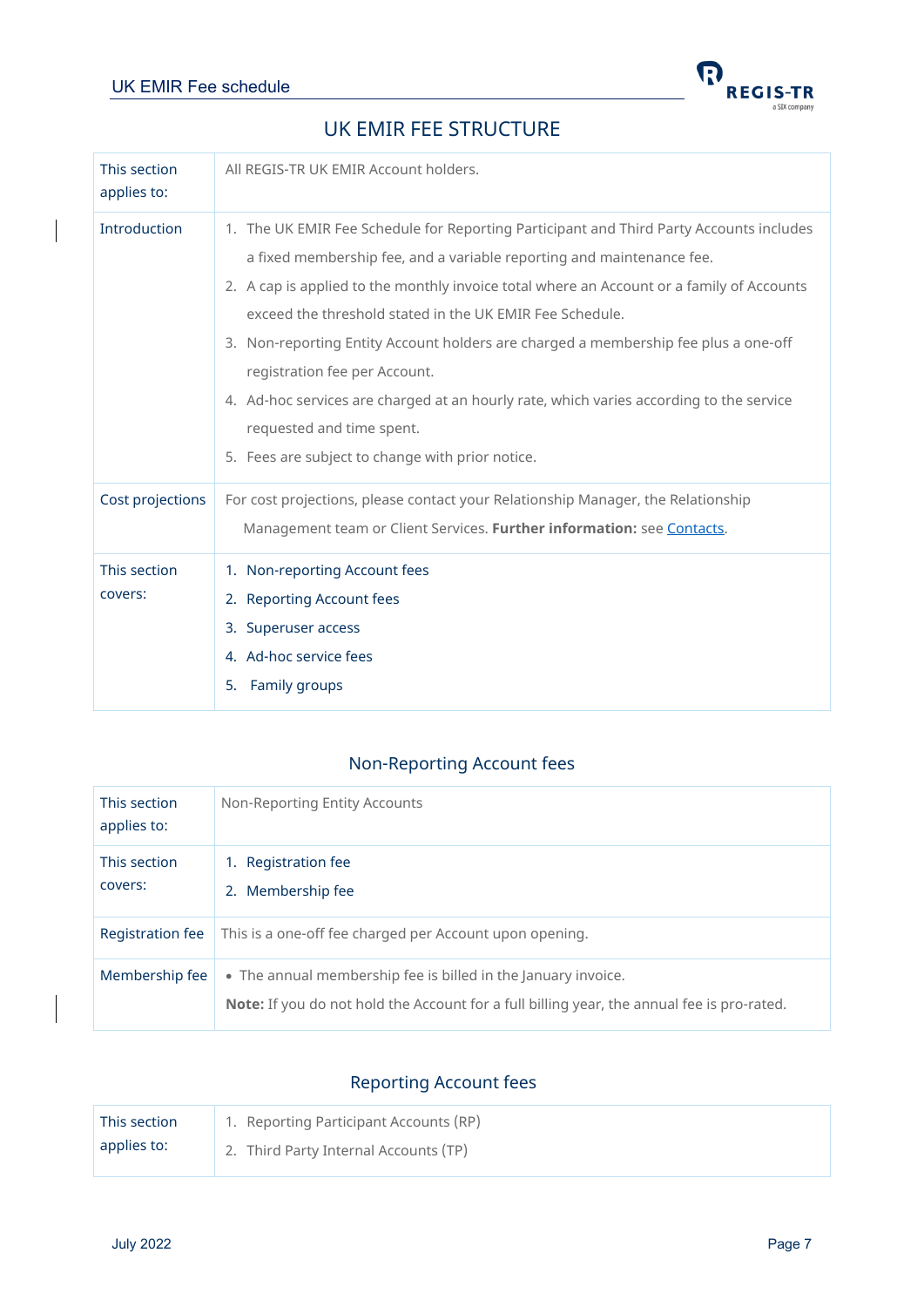# UK EMIR FEE STRUCTURE

| | |
|---|---|
| This section applies to: | All REGIS-TR UK EMIR Account holders. |
| Introduction | 1. The UK EMIR Fee Schedule for Reporting Participant and Third Party Accounts includes a fixed membership fee, and a variable reporting and maintenance fee.<br>2. A cap is applied to the monthly invoice total where an Account or a family of Accounts exceed the threshold stated in the UK EMIR Fee Schedule.<br>3. Non-reporting Entity Account holders are charged a membership fee plus a one-off registration fee per Account.<br>4. Ad-hoc services are charged at an hourly rate, which varies according to the service requested and time spent.<br>5. Fees are subject to change with prior notice. |
| Cost projections | For cost projections, please contact your Relationship Manager, the Relationship Management team or Client Services. **Further information:** see Contacts. |
| This section covers: | 1. Non-reporting Account fees<br>2. Reporting Account fees<br>3. Superuser access<br>4. Ad-hoc service fees<br>5. Family groups |

## Non-Reporting Account fees

| | |
|---|---|
| This section applies to: | Non-Reporting Entity Accounts |
| This section covers: | 1. Registration fee<br>2. Membership fee |
| Registration fee | This is a one-off fee charged per Account upon opening. |
| Membership fee | • The annual membership fee is billed in the January invoice.<br>**Note:** If you do not hold the Account for a full billing year, the annual fee is pro-rated. |

## Reporting Account fees

| | |
|---|---|
| This section applies to: | 1. Reporting Participant Accounts (RP)<br>2. Third Party Internal Accounts (TP) |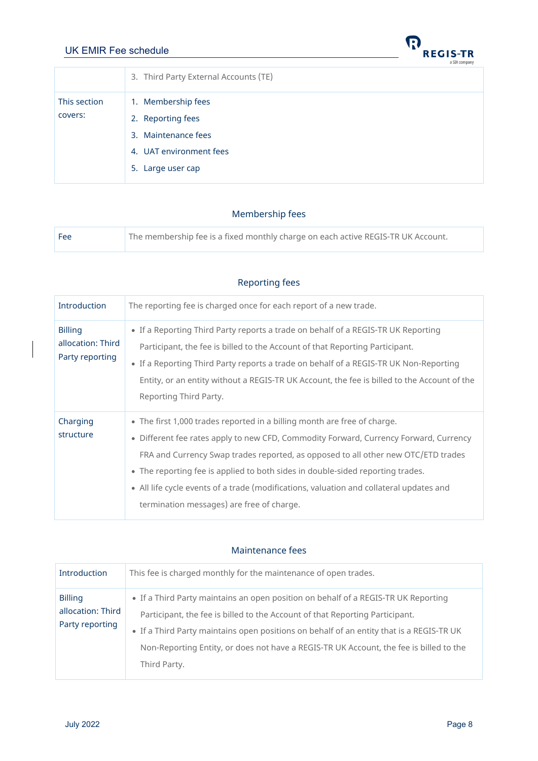| | 3. Third Party External Accounts (TE) |
|---|---|
| This section covers: | 1. Membership fees<br>2. Reporting fees<br>3. Maintenance fees<br>4. UAT environment fees<br>5. Large user cap |

## Membership fees

| Fee | The membership fee is a fixed monthly charge on each active REGIS-TR UK Account. |
|---|---|

## Reporting fees

| Introduction | The reporting fee is charged once for each report of a new trade. |
|---|---|
| Billing allocation: Third Party reporting | • If a Reporting Third Party reports a trade on behalf of a REGIS-TR UK Reporting Participant, the fee is billed to the Account of that Reporting Participant.<br>• If a Reporting Third Party reports a trade on behalf of a REGIS-TR UK Non-Reporting Entity, or an entity without a REGIS-TR UK Account, the fee is billed to the Account of the Reporting Third Party. |
| Charging structure | • The first 1,000 trades reported in a billing month are free of charge.<br>• Different fee rates apply to new CFD, Commodity Forward, Currency Forward, Currency FRA and Currency Swap trades reported, as opposed to all other new OTC/ETD trades<br>• The reporting fee is applied to both sides in double-sided reporting trades.<br>• All life cycle events of a trade (modifications, valuation and collateral updates and termination messages) are free of charge. |

## Maintenance fees

| Introduction | This fee is charged monthly for the maintenance of open trades. |
|---|---|
| Billing allocation: Third Party reporting | • If a Third Party maintains an open position on behalf of a REGIS-TR UK Reporting Participant, the fee is billed to the Account of that Reporting Participant.<br>• If a Third Party maintains open positions on behalf of an entity that is a REGIS-TR UK Non-Reporting Entity, or does not have a REGIS-TR UK Account, the fee is billed to the Third Party. |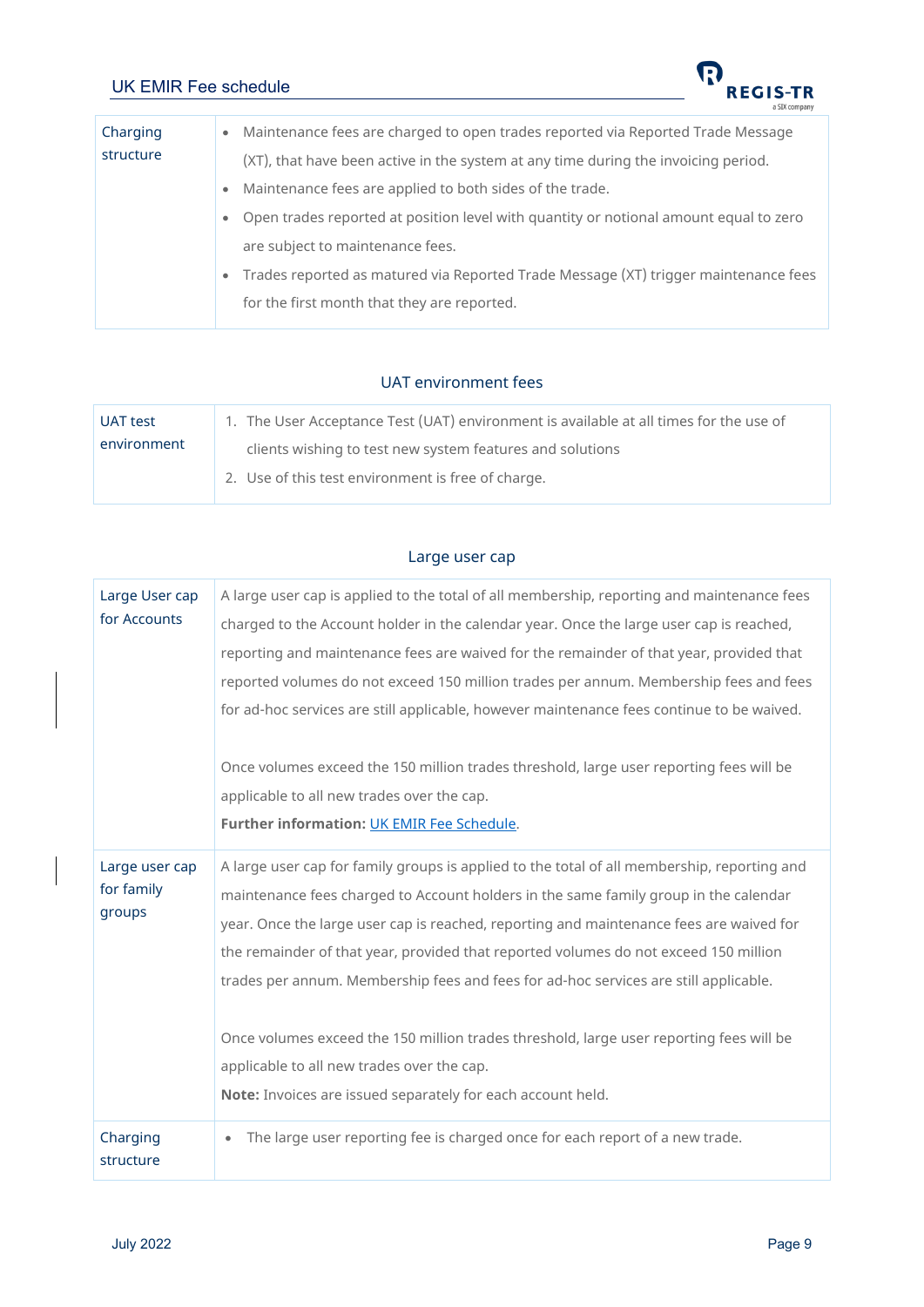| | |
|---|---|
| Charging structure | • Maintenance fees are charged to open trades reported via Reported Trade Message (XT), that have been active in the system at any time during the invoicing period.<br>• Maintenance fees are applied to both sides of the trade.<br>• Open trades reported at position level with quantity or notional amount equal to zero are subject to maintenance fees.<br>• Trades reported as matured via Reported Trade Message (XT) trigger maintenance fees for the first month that they are reported. |

## UAT environment fees

| | |
|---|---|
| UAT test environment | 1. The User Acceptance Test (UAT) environment is available at all times for the use of clients wishing to test new system features and solutions<br>2. Use of this test environment is free of charge. |

## Large user cap

| | |
|---|---|
| Large User cap for Accounts | A large user cap is applied to the total of all membership, reporting and maintenance fees charged to the Account holder in the calendar year. Once the large user cap is reached, reporting and maintenance fees are waived for the remainder of that year, provided that reported volumes do not exceed 150 million trades per annum. Membership fees and fees for ad-hoc services are still applicable, however maintenance fees continue to be waived.<br><br>Once volumes exceed the 150 million trades threshold, large user reporting fees will be applicable to all new trades over the cap.<br>**Further information:** UK EMIR Fee Schedule. |
| Large user cap for family groups | A large user cap for family groups is applied to the total of all membership, reporting and maintenance fees charged to Account holders in the same family group in the calendar year. Once the large user cap is reached, reporting and maintenance fees are waived for the remainder of that year, provided that reported volumes do not exceed 150 million trades per annum. Membership fees and fees for ad-hoc services are still applicable.<br><br>Once volumes exceed the 150 million trades threshold, large user reporting fees will be applicable to all new trades over the cap.<br>**Note:** Invoices are issued separately for each account held. |
| Charging structure | • The large user reporting fee is charged once for each report of a new trade. |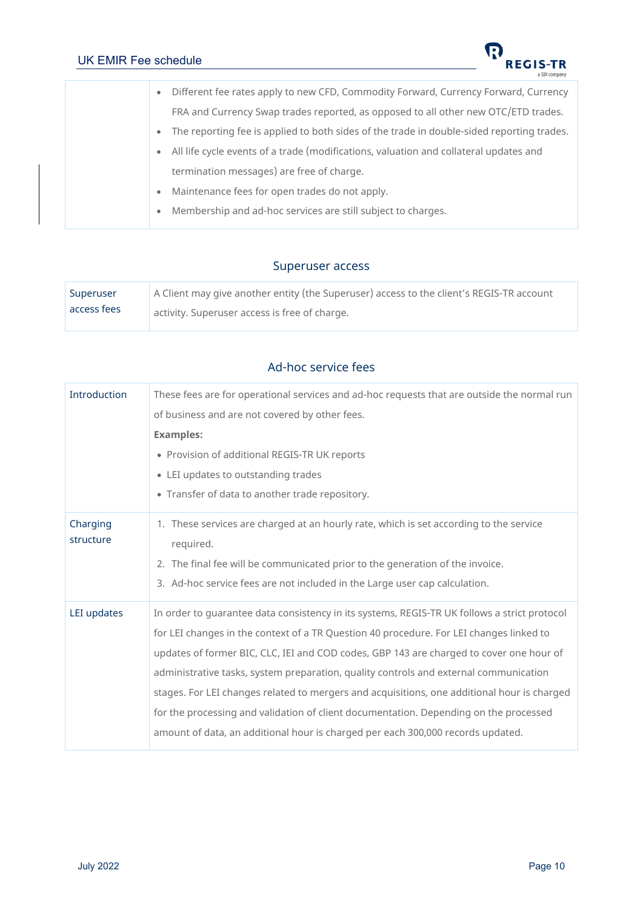| | |
|---|---|
| | • Different fee rates apply to new CFD, Commodity Forward, Currency Forward, Currency FRA and Currency Swap trades reported, as opposed to all other new OTC/ETD trades.<br>• The reporting fee is applied to both sides of the trade in double-sided reporting trades.<br>• All life cycle events of a trade (modifications, valuation and collateral updates and termination messages) are free of charge.<br>• Maintenance fees for open trades do not apply.<br>• Membership and ad-hoc services are still subject to charges. |

## Superuser access

| | |
|---|---|
| Superuser access fees | A Client may give another entity (the Superuser) access to the client's REGIS-TR account activity. Superuser access is free of charge. |

## Ad-hoc service fees

| | |
|---|---|
| Introduction | These fees are for operational services and ad-hoc requests that are outside the normal run of business and are not covered by other fees.<br>**Examples:**<br>• Provision of additional REGIS-TR UK reports<br>• LEI updates to outstanding trades<br>• Transfer of data to another trade repository. |
| Charging structure | 1. These services are charged at an hourly rate, which is set according to the service required.<br>2. The final fee will be communicated prior to the generation of the invoice.<br>3. Ad-hoc service fees are not included in the Large user cap calculation. |
| LEI updates | In order to guarantee data consistency in its systems, REGIS-TR UK follows a strict protocol for LEI changes in the context of a TR Question 40 procedure. For LEI changes linked to updates of former BIC, CLC, IEI and COD codes, GBP 143 are charged to cover one hour of administrative tasks, system preparation, quality controls and external communication stages. For LEI changes related to mergers and acquisitions, one additional hour is charged for the processing and validation of client documentation. Depending on the processed amount of data, an additional hour is charged per each 300,000 records updated. |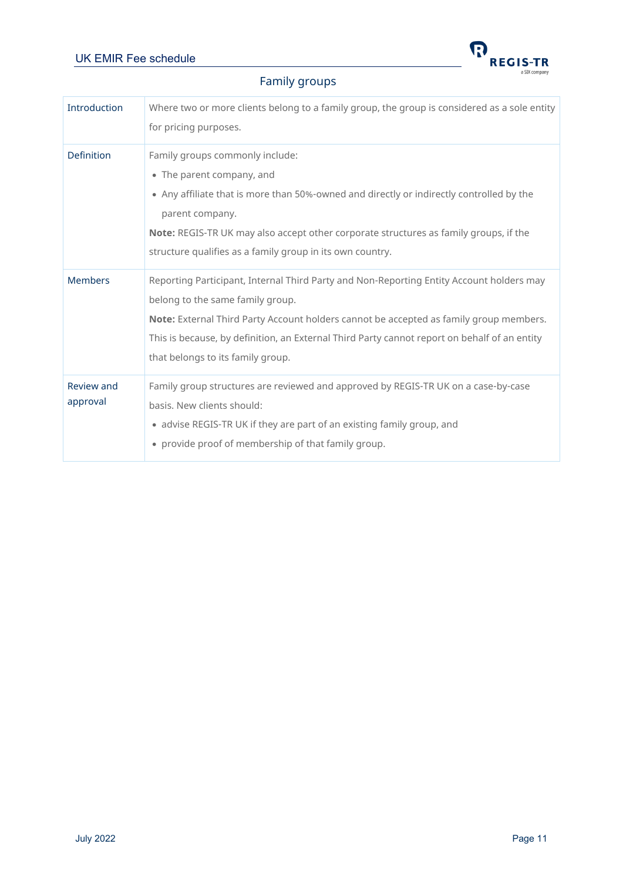## Family groups

| | |
|---|---|
| Introduction | Where two or more clients belong to a family group, the group is considered as a sole entity for pricing purposes. |
| Definition | Family groups commonly include:<br>• The parent company, and<br>• Any affiliate that is more than 50%-owned and directly or indirectly controlled by the parent company.<br>**Note:** REGIS-TR UK may also accept other corporate structures as family groups, if the structure qualifies as a family group in its own country. |
| Members | Reporting Participant, Internal Third Party and Non-Reporting Entity Account holders may belong to the same family group.<br>**Note:** External Third Party Account holders cannot be accepted as family group members. This is because, by definition, an External Third Party cannot report on behalf of an entity that belongs to its family group. |
| Review and approval | Family group structures are reviewed and approved by REGIS-TR UK on a case-by-case basis. New clients should:<br>• advise REGIS-TR UK if they are part of an existing family group, and<br>• provide proof of membership of that family group. |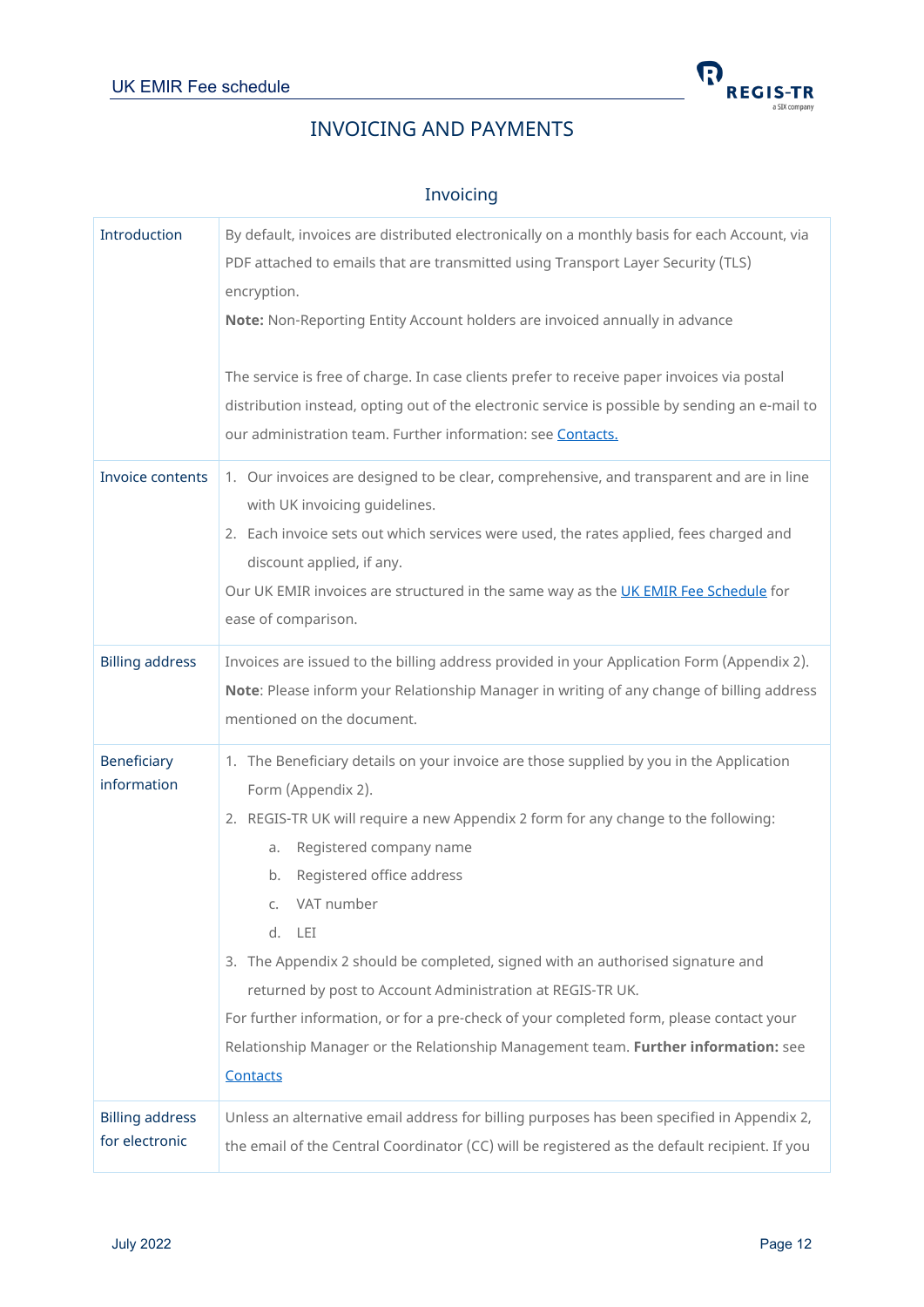# INVOICING AND PAYMENTS

## Invoicing

| | |
|---|---|
| Introduction | By default, invoices are distributed electronically on a monthly basis for each Account, via PDF attached to emails that are transmitted using Transport Layer Security (TLS) encryption.<br>**Note:** Non-Reporting Entity Account holders are invoiced annually in advance<br><br>The service is free of charge. In case clients prefer to receive paper invoices via postal distribution instead, opting out of the electronic service is possible by sending an e-mail to our administration team. Further information: see [Contacts.](#) |
| Invoice contents | 1. Our invoices are designed to be clear, comprehensive, and transparent and are in line with UK invoicing guidelines.<br>2. Each invoice sets out which services were used, the rates applied, fees charged and discount applied, if any.<br>Our UK EMIR invoices are structured in the same way as the [UK EMIR Fee Schedule](#) for ease of comparison. |
| Billing address | Invoices are issued to the billing address provided in your Application Form (Appendix 2).<br>**Note**: Please inform your Relationship Manager in writing of any change of billing address mentioned on the document. |
| Beneficiary information | 1. The Beneficiary details on your invoice are those supplied by you in the Application Form (Appendix 2).<br>2. REGIS-TR UK will require a new Appendix 2 form for any change to the following:<br>a. Registered company name<br>b. Registered office address<br>c. VAT number<br>d. LEI<br>3. The Appendix 2 should be completed, signed with an authorised signature and returned by post to Account Administration at REGIS-TR UK.<br>For further information, or for a pre-check of your completed form, please contact your Relationship Manager or the Relationship Management team. **Further information:** see [Contacts](#) |
| Billing address for electronic | Unless an alternative email address for billing purposes has been specified in Appendix 2, the email of the Central Coordinator (CC) will be registered as the default recipient. If you |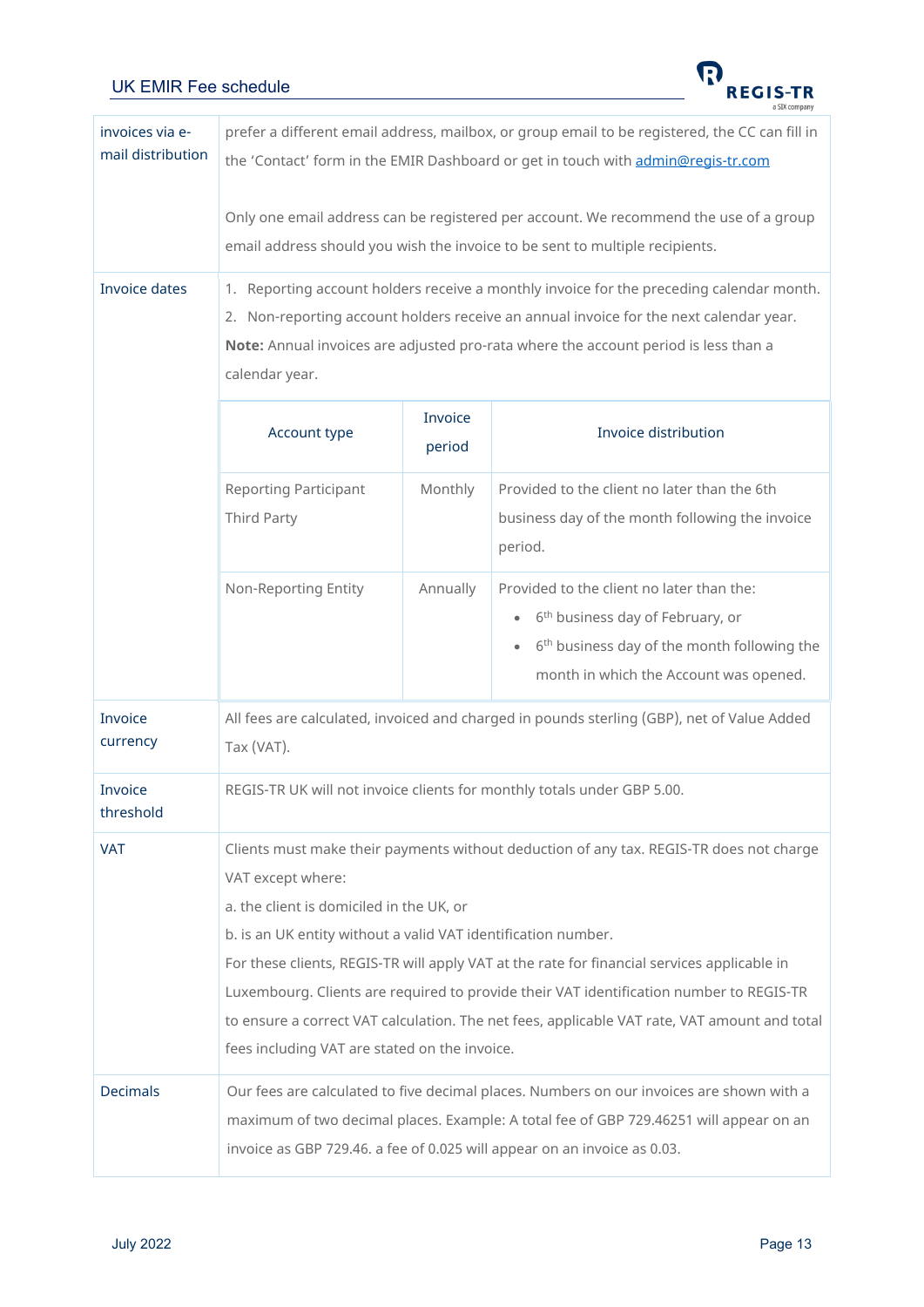| | |
|---|---|
| invoices via e-mail distribution | prefer a different email address, mailbox, or group email to be registered, the CC can fill in the 'Contact' form in the EMIR Dashboard or get in touch with admin@regis-tr.com<br><br>Only one email address can be registered per account. We recommend the use of a group email address should you wish the invoice to be sent to multiple recipients. |
| Invoice dates | 1. Reporting account holders receive a monthly invoice for the preceding calendar month.<br>2. Non-reporting account holders receive an annual invoice for the next calendar year.<br>**Note:** Annual invoices are adjusted pro-rata where the account period is less than a calendar year. |
| Invoice currency | All fees are calculated, invoiced and charged in pounds sterling (GBP), net of Value Added Tax (VAT). |
| Invoice threshold | REGIS-TR UK will not invoice clients for monthly totals under GBP 5.00. |
| VAT | Clients must make their payments without deduction of any tax. REGIS-TR does not charge VAT except where:<br>a. the client is domiciled in the UK, or<br>b. is an UK entity without a valid VAT identification number.<br>For these clients, REGIS-TR will apply VAT at the rate for financial services applicable in Luxembourg. Clients are required to provide their VAT identification number to REGIS-TR to ensure a correct VAT calculation. The net fees, applicable VAT rate, VAT amount and total fees including VAT are stated on the invoice. |
| Decimals | Our fees are calculated to five decimal places. Numbers on our invoices are shown with a maximum of two decimal places. Example: A total fee of GBP 729.46251 will appear on an invoice as GBP 729.46. a fee of 0.025 will appear on an invoice as 0.03. |

Invoice dates (continued):

| Account type | Invoice period | Invoice distribution |
|---|---|---|
| Reporting Participant<br>Third Party | Monthly | Provided to the client no later than the 6th business day of the month following the invoice period. |
| Non-Reporting Entity | Annually | Provided to the client no later than the:<br>• 6th business day of February, or<br>• 6th business day of the month following the month in which the Account was opened. |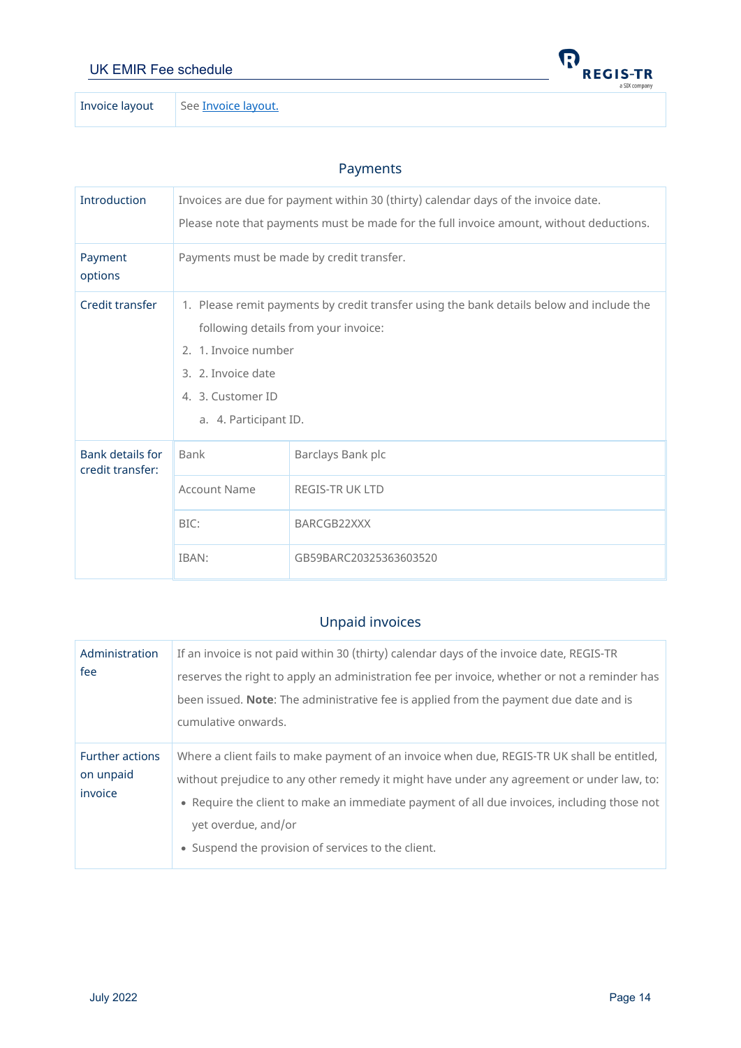| Invoice layout | See Invoice layout. |
|---|---|

## Payments

| | |
|---|---|
| Introduction | Invoices are due for payment within 30 (thirty) calendar days of the invoice date.<br>Please note that payments must be made for the full invoice amount, without deductions. |
| Payment options | Payments must be made by credit transfer. |
| Credit transfer | 1. Please remit payments by credit transfer using the bank details below and include the following details from your invoice:<br>2. 1. Invoice number<br>3. 2. Invoice date<br>4. 3. Customer ID<br>a. 4. Participant ID. |

| Bank details for credit transfer: | | |
|---|---|---|
| | Bank | Barclays Bank plc |
| | Account Name | REGIS-TR UK LTD |
| | BIC: | BARCGB22XXX |
| | IBAN: | GB59BARC20325363603520 |

## Unpaid invoices

| | |
|---|---|
| Administration fee | If an invoice is not paid within 30 (thirty) calendar days of the invoice date, REGIS-TR reserves the right to apply an administration fee per invoice, whether or not a reminder has been issued. **Note**: The administrative fee is applied from the payment due date and is cumulative onwards. |
| Further actions on unpaid invoice | Where a client fails to make payment of an invoice when due, REGIS-TR UK shall be entitled, without prejudice to any other remedy it might have under any agreement or under law, to:<br>• Require the client to make an immediate payment of all due invoices, including those not yet overdue, and/or<br>• Suspend the provision of services to the client. |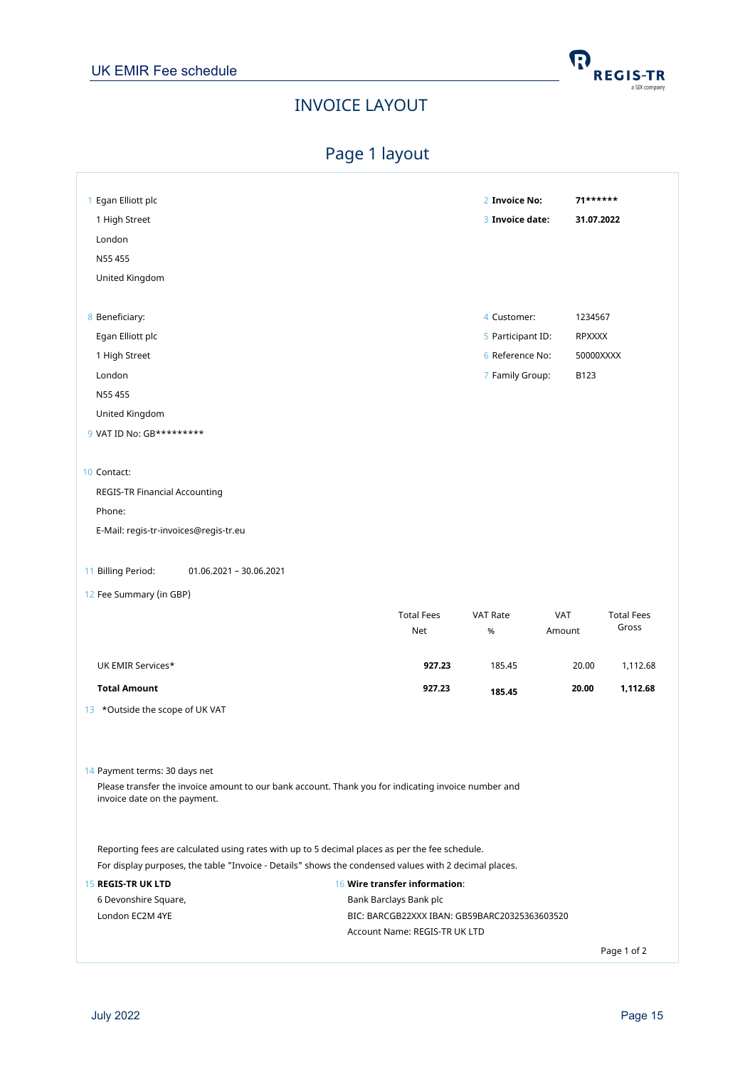# INVOICE LAYOUT

## Page 1 layout

1 Egan Elliott plc
1 High Street
London
N55 455
United Kingdom

2 **Invoice No:** **71\*\*\*\*\*\***
3 **Invoice date:** **31.07.2022**

8 Beneficiary:
Egan Elliott plc
1 High Street
London
N55 455
United Kingdom

4 Customer: 1234567
5 Participant ID: RPXXXX
6 Reference No: 50000XXXX
7 Family Group: B123

9 VAT ID No: GB*********

10 Contact:
REGIS-TR Financial Accounting
Phone:
E-Mail: regis-tr-invoices@regis-tr.eu

11 Billing Period: 01.06.2021 – 30.06.2021

12 Fee Summary (in GBP)

| | Total Fees Net | VAT Rate % | VAT Amount | Total Fees Gross |
|---|---|---|---|---|
| UK EMIR Services* | **927.23** | 185.45 | 20.00 | 1,112.68 |
| **Total Amount** | **927.23** | **185.45** | **20.00** | **1,112.68** |

13 *Outside the scope of UK VAT

14 Payment terms: 30 days net
Please transfer the invoice amount to our bank account. Thank you for indicating invoice number and invoice date on the payment.

Reporting fees are calculated using rates with up to 5 decimal places as per the fee schedule.
For display purposes, the table "Invoice - Details" shows the condensed values with 2 decimal places.

15 **REGIS-TR UK LTD**
6 Devonshire Square,
London EC2M 4YE

16 **Wire transfer information**:
Bank Barclays Bank plc
BIC: BARCGB22XXX IBAN: GB59BARC20325363603520
Account Name: REGIS-TR UK LTD

Page 1 of 2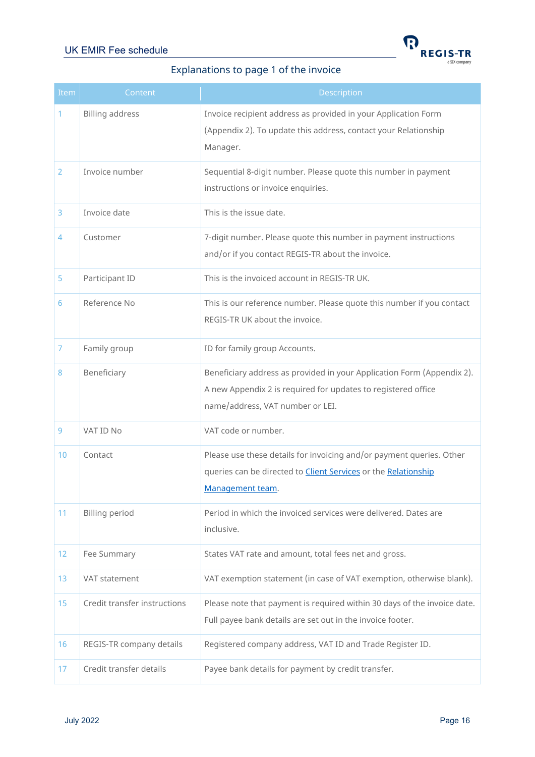## Explanations to page 1 of the invoice

| Item | Content | Description |
|---|---|---|
| 1 | Billing address | Invoice recipient address as provided in your Application Form (Appendix 2). To update this address, contact your Relationship Manager. |
| 2 | Invoice number | Sequential 8-digit number. Please quote this number in payment instructions or invoice enquiries. |
| 3 | Invoice date | This is the issue date. |
| 4 | Customer | 7-digit number. Please quote this number in payment instructions and/or if you contact REGIS-TR about the invoice. |
| 5 | Participant ID | This is the invoiced account in REGIS-TR UK. |
| 6 | Reference No | This is our reference number. Please quote this number if you contact REGIS-TR UK about the invoice. |
| 7 | Family group | ID for family group Accounts. |
| 8 | Beneficiary | Beneficiary address as provided in your Application Form (Appendix 2). A new Appendix 2 is required for updates to registered office name/address, VAT number or LEI. |
| 9 | VAT ID No | VAT code or number. |
| 10 | Contact | Please use these details for invoicing and/or payment queries. Other queries can be directed to Client Services or the Relationship Management team. |
| 11 | Billing period | Period in which the invoiced services were delivered. Dates are inclusive. |
| 12 | Fee Summary | States VAT rate and amount, total fees net and gross. |
| 13 | VAT statement | VAT exemption statement (in case of VAT exemption, otherwise blank). |
| 15 | Credit transfer instructions | Please note that payment is required within 30 days of the invoice date. Full payee bank details are set out in the invoice footer. |
| 16 | REGIS-TR company details | Registered company address, VAT ID and Trade Register ID. |
| 17 | Credit transfer details | Payee bank details for payment by credit transfer. |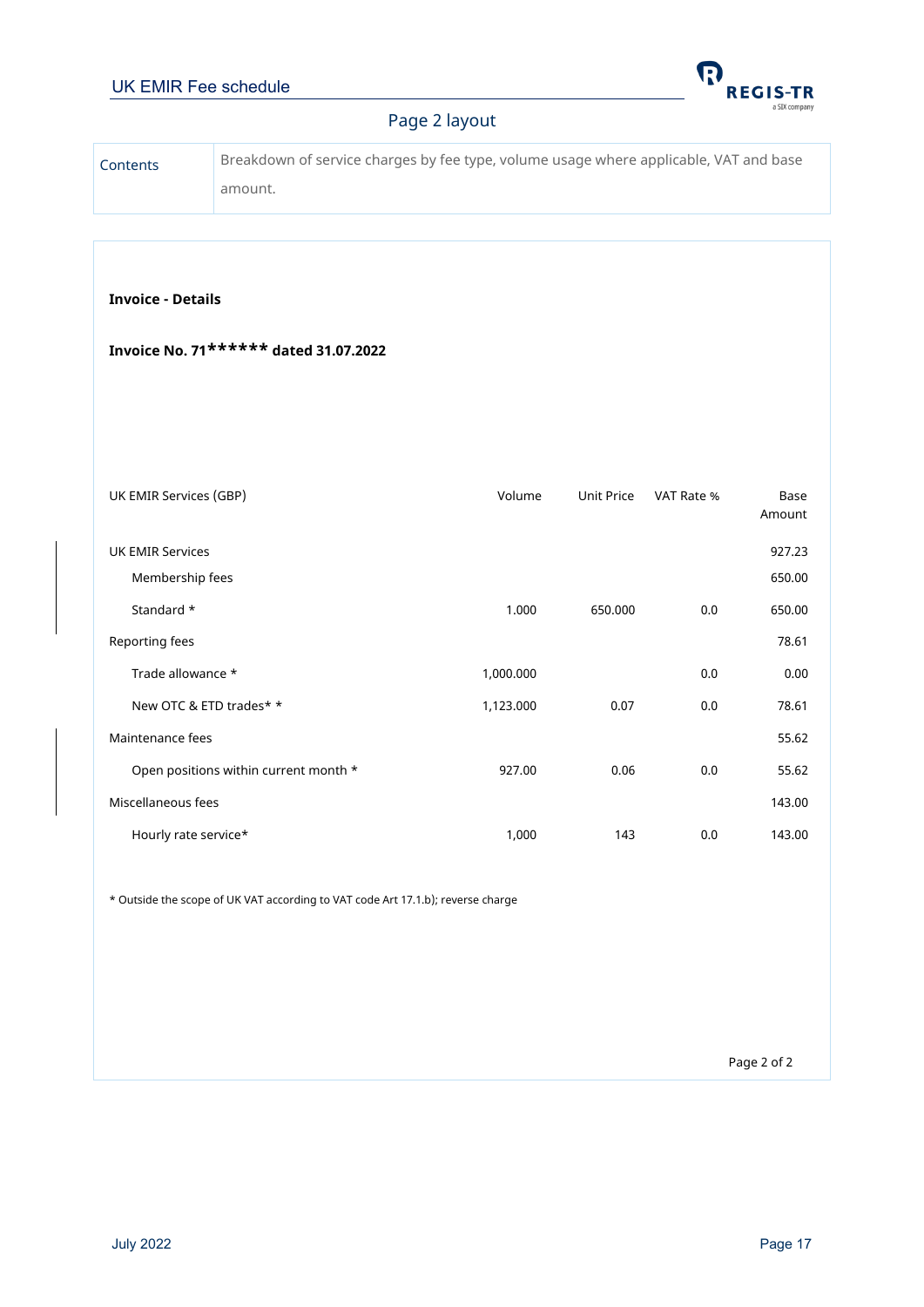## Page 2 layout

| | |
|---|---|
| Contents | Breakdown of service charges by fee type, volume usage where applicable, VAT and base amount. |

**Invoice - Details**

**Invoice No. 71****** dated 31.07.2022**

| UK EMIR Services (GBP) | Volume | Unit Price | VAT Rate % | Base Amount |
|---|---|---|---|---|
| UK EMIR Services | | | | 927.23 |
| Membership fees | | | | 650.00 |
| Standard * | 1.000 | 650.000 | 0.0 | 650.00 |
| Reporting fees | | | | 78.61 |
| Trade allowance * | 1,000.000 | | 0.0 | 0.00 |
| New OTC & ETD trades* * | 1,123.000 | 0.07 | 0.0 | 78.61 |
| Maintenance fees | | | | 55.62 |
| Open positions within current month * | 927.00 | 0.06 | 0.0 | 55.62 |
| Miscellaneous fees | | | | 143.00 |
| Hourly rate service* | 1,000 | 143 | 0.0 | 143.00 |

* Outside the scope of UK VAT according to VAT code Art 17.1.b); reverse charge

Page 2 of 2